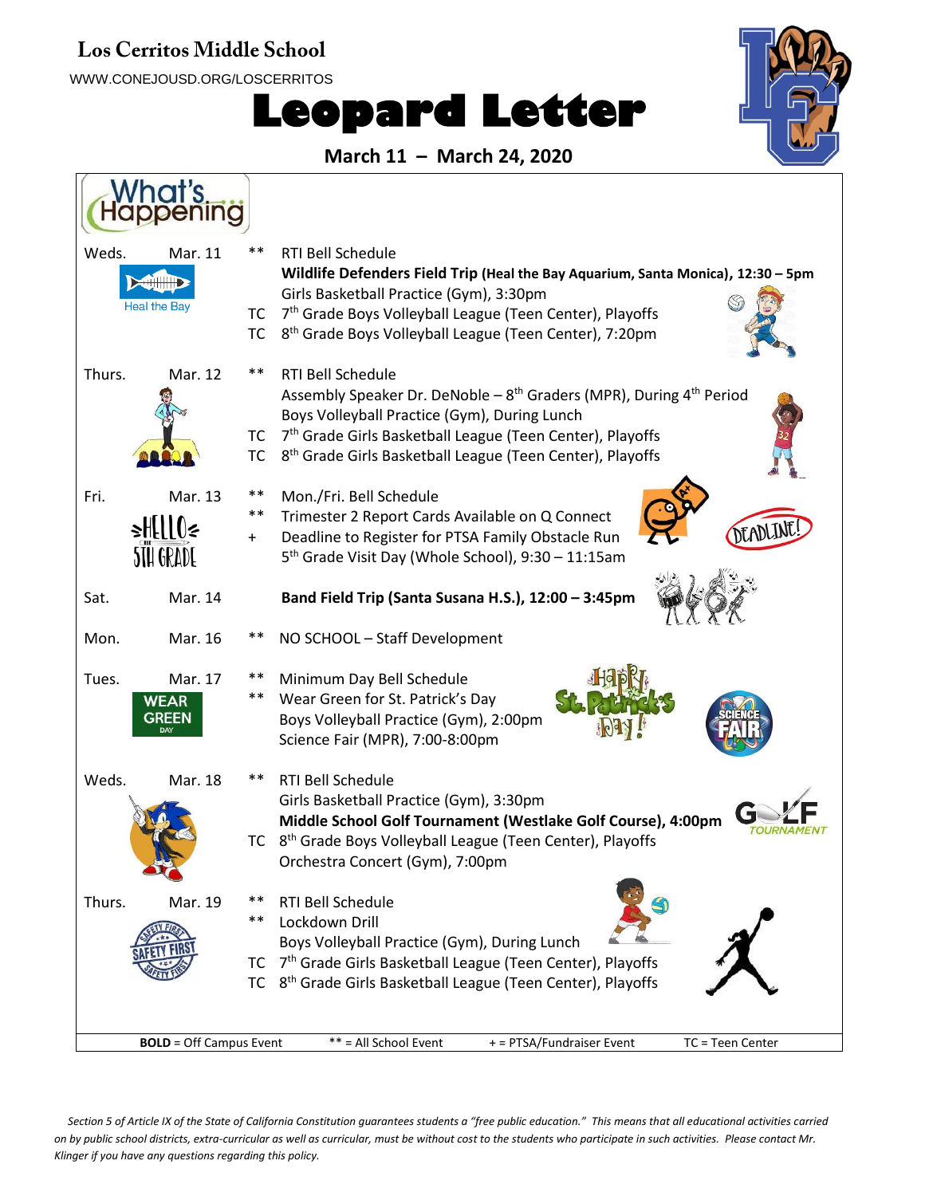# Los Cerritos Middle School

WWW.CONEJOUSD.ORG/LOSCERRITOS

# Leopard Letter

## March 11 – March 24, 2020

## What's Happening

| Day | Date | Code | Event |
|---|---|---|---|
| Weds. | Mar. 11 | ** | RTI Bell Schedule |
| | | | **Wildlife Defenders Field Trip (Heal the Bay Aquarium, Santa Monica), 12:30 – 5pm** |
| | | | Girls Basketball Practice (Gym), 3:30pm |
| | | TC | 7th Grade Boys Volleyball League (Teen Center), Playoffs |
| | | TC | 8th Grade Boys Volleyball League (Teen Center), 7:20pm |
| Thurs. | Mar. 12 | ** | RTI Bell Schedule |
| | | | Assembly Speaker Dr. DeNoble – 8th Graders (MPR), During 4th Period |
| | | | Boys Volleyball Practice (Gym), During Lunch |
| | | TC | 7th Grade Girls Basketball League (Teen Center), Playoffs |
| | | TC | 8th Grade Girls Basketball League (Teen Center), Playoffs |
| Fri. | Mar. 13 | ** | Mon./Fri. Bell Schedule |
| | | ** | Trimester 2 Report Cards Available on Q Connect |
| | | + | Deadline to Register for PTSA Family Obstacle Run |
| | | | 5th Grade Visit Day (Whole School), 9:30 – 11:15am |
| Sat. | Mar. 14 | | **Band Field Trip (Santa Susana H.S.), 12:00 – 3:45pm** |
| Mon. | Mar. 16 | ** | NO SCHOOL – Staff Development |
| Tues. | Mar. 17 | ** | Minimum Day Bell Schedule |
| | | ** | Wear Green for St. Patrick's Day |
| | | | Boys Volleyball Practice (Gym), 2:00pm |
| | | | Science Fair (MPR), 7:00-8:00pm |
| Weds. | Mar. 18 | ** | RTI Bell Schedule |
| | | | Girls Basketball Practice (Gym), 3:30pm |
| | | | **Middle School Golf Tournament (Westlake Golf Course), 4:00pm** |
| | | TC | 8th Grade Boys Volleyball League (Teen Center), Playoffs |
| | | | Orchestra Concert (Gym), 7:00pm |
| Thurs. | Mar. 19 | ** | RTI Bell Schedule |
| | | ** | Lockdown Drill |
| | | | Boys Volleyball Practice (Gym), During Lunch |
| | | TC | 7th Grade Girls Basketball League (Teen Center), Playoffs |
| | | TC | 8th Grade Girls Basketball League (Teen Center), Playoffs |

**BOLD** = Off Campus Event ** = All School Event + = PTSA/Fundraiser Event TC = Teen Center

*Section 5 of Article IX of the State of California Constitution guarantees students a "free public education." This means that all educational activities carried on by public school districts, extra-curricular as well as curricular, must be without cost to the students who participate in such activities. Please contact Mr. Klinger if you have any questions regarding this policy.*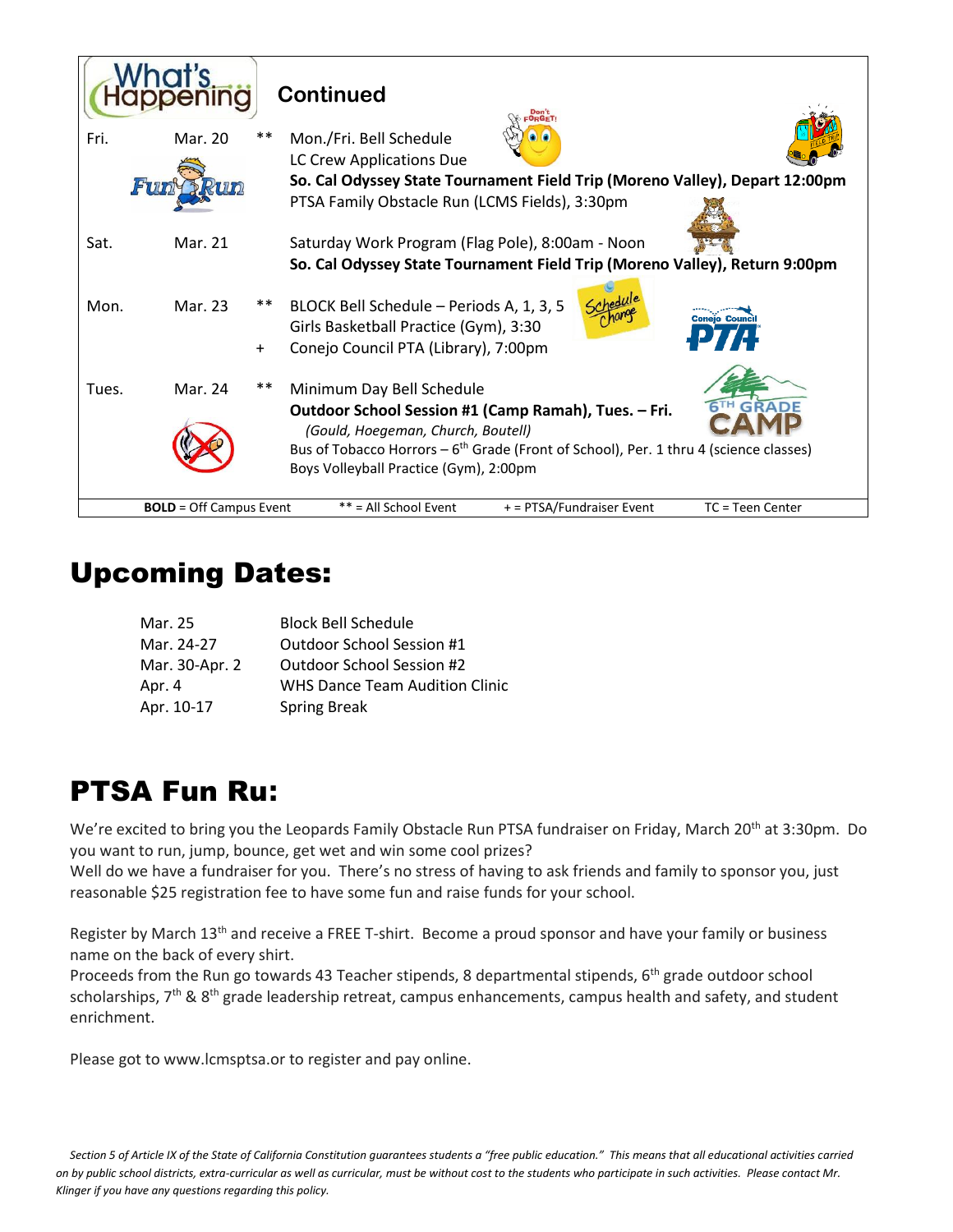## What's Happening Continued

| | | | |
|---|---|---|---|
| Fri. | Mar. 20 | ** | Mon./Fri. Bell Schedule<br>LC Crew Applications Due<br>**So. Cal Odyssey State Tournament Field Trip (Moreno Valley), Depart 12:00pm**<br>PTSA Family Obstacle Run (LCMS Fields), 3:30pm |
| Sat. | Mar. 21 | | Saturday Work Program (Flag Pole), 8:00am - Noon<br>**So. Cal Odyssey State Tournament Field Trip (Moreno Valley), Return 9:00pm** |
| Mon. | Mar. 23 | ** | BLOCK Bell Schedule – Periods A, 1, 3, 5<br>Girls Basketball Practice (Gym), 3:30 |
| | | + | Conejo Council PTA (Library), 7:00pm |
| Tues. | Mar. 24 | ** | Minimum Day Bell Schedule<br>**Outdoor School Session #1 (Camp Ramah), Tues. – Fri.**<br>*(Gould, Hoegeman, Church, Boutell)*<br>Bus of Tobacco Horrors – 6th Grade (Front of School), Per. 1 thru 4 (science classes)<br>Boys Volleyball Practice (Gym), 2:00pm |

**BOLD** = Off Campus Event ** = All School Event + = PTSA/Fundraiser Event TC = Teen Center

# Upcoming Dates:

| | |
|---|---|
| Mar. 25 | Block Bell Schedule |
| Mar. 24-27 | Outdoor School Session #1 |
| Mar. 30-Apr. 2 | Outdoor School Session #2 |
| Apr. 4 | WHS Dance Team Audition Clinic |
| Apr. 10-17 | Spring Break |

# PTSA Fun Ru:

We're excited to bring you the Leopards Family Obstacle Run PTSA fundraiser on Friday, March 20th at 3:30pm. Do you want to run, jump, bounce, get wet and win some cool prizes?
Well do we have a fundraiser for you. There's no stress of having to ask friends and family to sponsor you, just reasonable $25 registration fee to have some fun and raise funds for your school.

Register by March 13th and receive a FREE T-shirt. Become a proud sponsor and have your family or business name on the back of every shirt.
Proceeds from the Run go towards 43 Teacher stipends, 8 departmental stipends, 6th grade outdoor school scholarships, 7th & 8th grade leadership retreat, campus enhancements, campus health and safety, and student enrichment.

Please got to www.lcmsptsa.or to register and pay online.

*Section 5 of Article IX of the State of California Constitution guarantees students a "free public education." This means that all educational activities carried on by public school districts, extra-curricular as well as curricular, must be without cost to the students who participate in such activities. Please contact Mr. Klinger if you have any questions regarding this policy.*